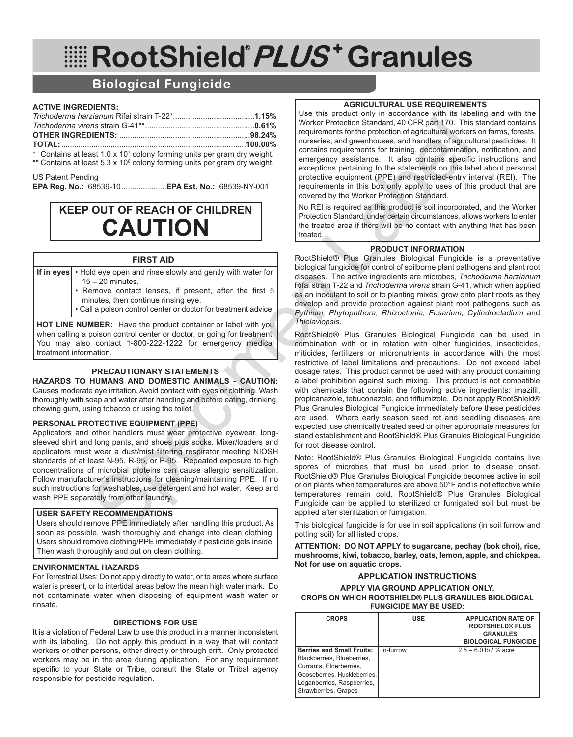# RootShield® *PLUS*⁺ Granules

## Biological Fungicide

**ACTIVE INGREDIENTS:**

*Trichoderma harzianum* Rifai strain T-22*......................................**1.15%**
*Trichoderma virens* strain G-41**...................................................**0.61%**
**OTHER INGREDIENTS:** ..............................................................**98.24%**
**TOTAL:**.......................................................................................**100.00%**

\* Contains at least $1.0 \times 10^7$ colony forming units per gram dry weight.
\*\* Contains at least $5.3 \times 10^6$ colony forming units per gram dry weight.

US Patent Pending

**EPA Reg. No.:** 68539-10.....................**EPA Est. No.:** 68539-NY-001

## KEEP OUT OF REACH OF CHILDREN
# CAUTION

| FIRST AID | |
|---|---|
| **If in eyes** | • Hold eye open and rinse slowly and gently with water for 15 – 20 minutes.<br>• Remove contact lenses, if present, after the first 5 minutes, then continue rinsing eye.<br>• Call a poison control center or doctor for treatment advice. |
| **HOT LINE NUMBER:** Have the product container or label with you when calling a poison control center or doctor, or going for treatment. You may also contact 1-800-222-1222 for emergency medical treatment information. | |

### PRECAUTIONARY STATEMENTS

**HAZARDS TO HUMANS AND DOMESTIC ANIMALS - CAUTION:** Causes moderate eye irritation. Avoid contact with eyes or clothing. Wash thoroughly with soap and water after handling and before eating, drinking, chewing gum, using tobacco or using the toilet.

**PERSONAL PROTECTIVE EQUIPMENT (PPE)**

Applicators and other handlers must wear protective eyewear, long-sleeved shirt and long pants, and shoes plus socks. Mixer/loaders and applicators must wear a dust/mist filtering respirator meeting NIOSH standards of at least N-95, R-95, or P-95. Repeated exposure to high concentrations of microbial proteins can cause allergic sensitization. Follow manufacturer's instructions for cleaning/maintaining PPE. If no such instructions for washables, use detergent and hot water. Keep and wash PPE separately from other laundry.

**USER SAFETY RECOMMENDATIONS**

Users should remove PPE immediately after handling this product. As soon as possible, wash thoroughly and change into clean clothing. Users should remove clothing/PPE immediately if pesticide gets inside. Then wash thoroughly and put on clean clothing.

**ENVIRONMENTAL HAZARDS**

For Terrestrial Uses: Do not apply directly to water, or to areas where surface water is present, or to intertidal areas below the mean high water mark. Do not contaminate water when disposing of equipment wash water or rinsate.

### DIRECTIONS FOR USE

It is a violation of Federal Law to use this product in a manner inconsistent with its labeling. Do not apply this product in a way that will contact workers or other persons, either directly or through drift. Only protected workers may be in the area during application. For any requirement specific to your State or Tribe, consult the State or Tribal agency responsible for pesticide regulation.

**AGRICULTURAL USE REQUIREMENTS**

Use this product only in accordance with its labeling and with the Worker Protection Standard, 40 CFR part 170. This standard contains requirements for the protection of agricultural workers on farms, forests, nurseries, and greenhouses, and handlers of agricultural pesticides. It contains requirements for training, decontamination, notification, and emergency assistance. It also contains specific instructions and exceptions pertaining to the statements on this label about personal protective equipment (PPE) and restricted-entry interval (REI). The requirements in this box only apply to uses of this product that are covered by the Worker Protection Standard.

No REI is required as this product is soil incorporated, and the Worker Protection Standard, under certain circumstances, allows workers to enter the treated area if there will be no contact with anything that has been treated.

### PRODUCT INFORMATION

RootShield® Plus Granules Biological Fungicide is a preventative biological fungicide for control of soilborne plant pathogens and plant root diseases. The active ingredients are microbes, *Trichoderma harzianum* Rifai strain T-22 and *Trichoderma virens* strain G-41, which when applied as an inoculant to soil or to planting mixes, grow onto plant roots as they develop and provide protection against plant root pathogens such as *Pythium, Phytophthora, Rhizoctonia, Fusarium, Cylindrocladium* and *Thielaviopsis*.

RootShield® Plus Granules Biological Fungicide can be used in combination with or in rotation with other fungicides, insecticides, miticides, fertilizers or micronutrients in accordance with the most restrictive of label limitations and precautions. Do not exceed label dosage rates. This product cannot be used with any product containing a label prohibition against such mixing. This product is not compatible with chemicals that contain the following active ingredients: imazilil, propicanazole, tebuconazole, and triflumizole. Do not apply RootShield® Plus Granules Biological Fungicide immediately before these pesticides are used. Where early season seed rot and seedling diseases are expected, use chemically treated seed or other appropriate measures for stand establishment and RootShield® Plus Granules Biological Fungicide for root disease control.

Note: RootShield® Plus Granules Biological Fungicide contains live spores of microbes that must be used prior to disease onset. RootShield® Plus Granules Biological Fungicide becomes active in soil or on plants when temperatures are above 50°F and is not effective while temperatures remain cold. RootShield® Plus Granules Biological Fungicide can be applied to sterilized or fumigated soil but must be applied after sterilization or fumigation.

This biological fungicide is for use in soil applications (in soil furrow and potting soil) for all listed crops.

**ATTENTION: DO NOT APPLY to sugarcane, pechay (bok choi), rice, mushrooms, kiwi, tobacco, barley, oats, lemon, apple, and chickpea. Not for use on aquatic crops.**

### APPLICATION INSTRUCTIONS

**APPLY VIA GROUND APPLICATION ONLY.**

**CROPS ON WHICH ROOTSHIELD® PLUS GRANULES BIOLOGICAL FUNGICIDE MAY BE USED:**

| CROPS | USE | APPLICATION RATE OF ROOTSHIELD® PLUS GRANULES BIOLOGICAL FUNGICIDE |
|---|---|---|
| **Berries and Small Fruits:** Blackberries, Blueberries, Currants, Elderberries, Gooseberries, Huckleberries, Loganberries, Raspberries, Strawberries, Grapes | In-furrow | 2.5 – 6.0 lb / ½ acre |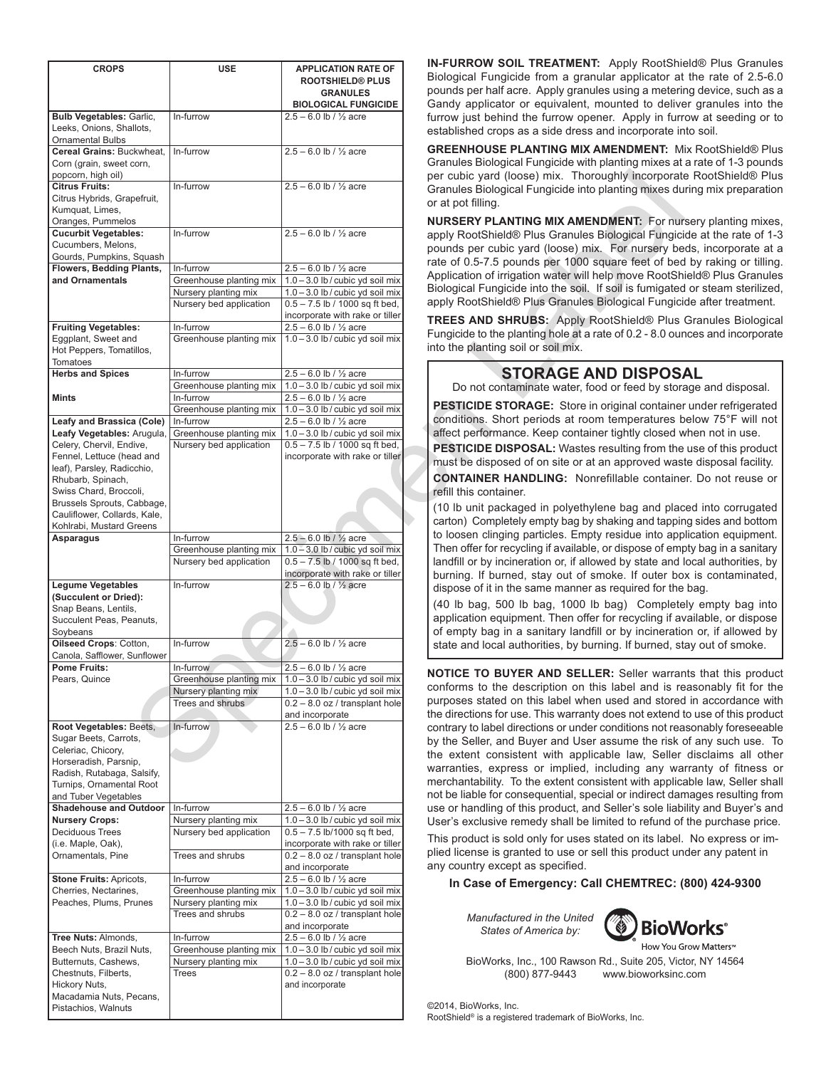| CROPS | USE | APPLICATION RATE OF ROOTSHIELD® PLUS GRANULES BIOLOGICAL FUNGICIDE |
|---|---|---|
| **Bulb Vegetables:** Garlic, Leeks, Onions, Shallots, Ornamental Bulbs | In-furrow | 2.5 – 6.0 lb / ½ acre |
| **Cereal Grains:** Buckwheat, Corn (grain, sweet corn, popcorn, high oil) | In-furrow | 2.5 – 6.0 lb / ½ acre |
| **Citrus Fruits:** Citrus Hybrids, Grapefruit, Kumquat, Limes, Oranges, Pummelos | In-furrow | 2.5 – 6.0 lb / ½ acre |
| **Cucurbit Vegetables:** Cucumbers, Melons, Gourds, Pumpkins, Squash | In-furrow | 2.5 – 6.0 lb / ½ acre |
| **Flowers, Bedding Plants, and Ornamentals** | In-furrow | 2.5 – 6.0 lb / ½ acre |
| | Greenhouse planting mix | 1.0 – 3.0 lb / cubic yd soil mix |
| | Nursery planting mix | 1.0 – 3.0 lb / cubic yd soil mix |
| | Nursery bed application | 0.5 – 7.5 lb / 1000 sq ft bed, incorporate with rake or tiller |
| **Fruiting Vegetables:** Eggplant, Sweet and Hot Peppers, Tomatillos, Tomatoes | In-furrow | 2.5 – 6.0 lb / ½ acre |
| | Greenhouse planting mix | 1.0 – 3.0 lb / cubic yd soil mix |
| **Herbs and Spices** | In-furrow | 2.5 – 6.0 lb / ½ acre |
| | Greenhouse planting mix | 1.0 – 3.0 lb / cubic yd soil mix |
| **Mints** | In-furrow | 2.5 – 6.0 lb / ½ acre |
| | Greenhouse planting mix | 1.0 – 3.0 lb / cubic yd soil mix |
| **Leafy and Brassica (Cole) Leafy Vegetables:** Arugula, Celery, Chervil, Endive, Fennel, Lettuce (head and leaf), Parsley, Radicchio, Rhubarb, Spinach, Swiss Chard, Broccoli, Brussels Sprouts, Cabbage, Cauliflower, Collards, Kale, Kohlrabi, Mustard Greens | In-furrow | 2.5 – 6.0 lb / ½ acre |
| | Greenhouse planting mix | 1.0 – 3.0 lb / cubic yd soil mix |
| | Nursery bed application | 0.5 – 7.5 lb / 1000 sq ft bed, incorporate with rake or tiller |
| **Asparagus** | In-furrow | 2.5 – 6.0 lb / ½ acre |
| | Greenhouse planting mix | 1.0 – 3.0 lb / cubic yd soil mix |
| | Nursery bed application | 0.5 – 7.5 lb / 1000 sq ft bed, incorporate with rake or tiller |
| **Legume Vegetables (Succulent or Dried):** Snap Beans, Lentils, Succulent Peas, Peanuts, Soybeans | In-furrow | 2.5 – 6.0 lb / ½ acre |
| **Oilseed Crops:** Cotton, Canola, Safflower, Sunflower | In-furrow | 2.5 – 6.0 lb / ½ acre |
| **Pome Fruits:** Pears, Quince | In-furrow | 2.5 – 6.0 lb / ½ acre |
| | Greenhouse planting mix | 1.0 – 3.0 lb / cubic yd soil mix |
| | Nursery planting mix | 1.0 – 3.0 lb / cubic yd soil mix |
| | Trees and shrubs | 0.2 – 8.0 oz / transplant hole and incorporate |
| **Root Vegetables:** Beets, Sugar Beets, Carrots, Celeriac, Chicory, Horseradish, Parsnip, Radish, Rutabaga, Salsify, Turnips, Ornamental Root and Tuber Vegetables | In-furrow | 2.5 – 6.0 lb / ½ acre |
| **Shadehouse and Outdoor Nursery Crops:** Deciduous Trees (i.e. Maple, Oak), Ornamentals, Pine | In-furrow | 2.5 – 6.0 lb / ½ acre |
| | Nursery planting mix | 1.0 – 3.0 lb / cubic yd soil mix |
| | Nursery bed application | 0.5 – 7.5 lb/1000 sq ft bed, incorporate with rake or tiller |
| | Trees and shrubs | 0.2 – 8.0 oz / transplant hole and incorporate |
| **Stone Fruits:** Apricots, Cherries, Nectarines, Peaches, Plums, Prunes | In-furrow | 2.5 – 6.0 lb / ½ acre |
| | Greenhouse planting mix | 1.0 – 3.0 lb / cubic yd soil mix |
| | Nursery planting mix | 1.0 – 3.0 lb / cubic yd soil mix |
| | Trees and shrubs | 0.2 – 8.0 oz / transplant hole and incorporate |
| **Tree Nuts:** Almonds, Beech Nuts, Brazil Nuts, Butternuts, Cashews, Chestnuts, Filberts, Hickory Nuts, Macadamia Nuts, Pecans, Pistachios, Walnuts | In-furrow | 2.5 – 6.0 lb / ½ acre |
| | Greenhouse planting mix | 1.0 – 3.0 lb / cubic yd soil mix |
| | Nursery planting mix | 1.0 – 3.0 lb / cubic yd soil mix |
| | Trees | 0.2 – 8.0 oz / transplant hole and incorporate |

**IN-FURROW SOIL TREATMENT:** Apply RootShield® Plus Granules Biological Fungicide from a granular applicator at the rate of 2.5-6.0 pounds per half acre. Apply granules using a metering device, such as a Gandy applicator or equivalent, mounted to deliver granules into the furrow just behind the furrow opener. Apply in furrow at seeding or to established crops as a side dress and incorporate into soil.

**GREENHOUSE PLANTING MIX AMENDMENT:** Mix RootShield® Plus Granules Biological Fungicide with planting mixes at a rate of 1-3 pounds per cubic yard (loose) mix. Thoroughly incorporate RootShield® Plus Granules Biological Fungicide into planting mixes during mix preparation or at pot filling.

**NURSERY PLANTING MIX AMENDMENT:** For nursery planting mixes, apply RootShield® Plus Granules Biological Fungicide at the rate of 1-3 pounds per cubic yard (loose) mix. For nursery beds, incorporate at a rate of 0.5-7.5 pounds per 1000 square feet of bed by raking or tilling. Application of irrigation water will help move RootShield® Plus Granules Biological Fungicide into the soil. If soil is fumigated or steam sterilized, apply RootShield® Plus Granules Biological Fungicide after treatment.

**TREES AND SHRUBS:** Apply RootShield® Plus Granules Biological Fungicide to the planting hole at a rate of 0.2 - 8.0 ounces and incorporate into the planting soil or soil mix.

## STORAGE AND DISPOSAL

Do not contaminate water, food or feed by storage and disposal.

**PESTICIDE STORAGE:** Store in original container under refrigerated conditions. Short periods at room temperatures below 75°F will not affect performance. Keep container tightly closed when not in use.

**PESTICIDE DISPOSAL:** Wastes resulting from the use of this product must be disposed of on site or at an approved waste disposal facility.

**CONTAINER HANDLING:** Nonrefillable container. Do not reuse or refill this container.

(10 lb unit packaged in polyethylene bag and placed into corrugated carton) Completely empty bag by shaking and tapping sides and bottom to loosen clinging particles. Empty residue into application equipment. Then offer for recycling if available, or dispose of empty bag in a sanitary landfill or by incineration or, if allowed by state and local authorities, by burning. If burned, stay out of smoke. If outer box is contaminated, dispose of it in the same manner as required for the bag.

(40 lb bag, 500 lb bag, 1000 lb bag) Completely empty bag into application equipment. Then offer for recycling if available, or dispose of empty bag in a sanitary landfill or by incineration or, if allowed by state and local authorities, by burning. If burned, stay out of smoke.

**NOTICE TO BUYER AND SELLER:** Seller warrants that this product conforms to the description on this label and is reasonably fit for the purposes stated on this label when used and stored in accordance with the directions for use. This warranty does not extend to use of this product contrary to label directions or under conditions not reasonably foreseeable by the Seller, and Buyer and User assume the risk of any such use. To the extent consistent with applicable law, Seller disclaims all other warranties, express or implied, including any warranty of fitness or merchantability. To the extent consistent with applicable law, Seller shall not be liable for consequential, special or indirect damages resulting from use or handling of this product, and Seller's sole liability and Buyer's and User's exclusive remedy shall be limited to refund of the purchase price.

This product is sold only for uses stated on its label. No express or implied license is granted to use or sell this product under any patent in any country except as specified.

**In Case of Emergency: Call CHEMTREC: (800) 424-9300**

*Manufactured in the United States of America by:*

BioWorks®

How You Grow Matters™

BioWorks, Inc., 100 Rawson Rd., Suite 205, Victor, NY 14564
(800) 877-9443 www.bioworksinc.com

©2014, BioWorks, Inc.
RootShield® is a registered trademark of BioWorks, Inc.